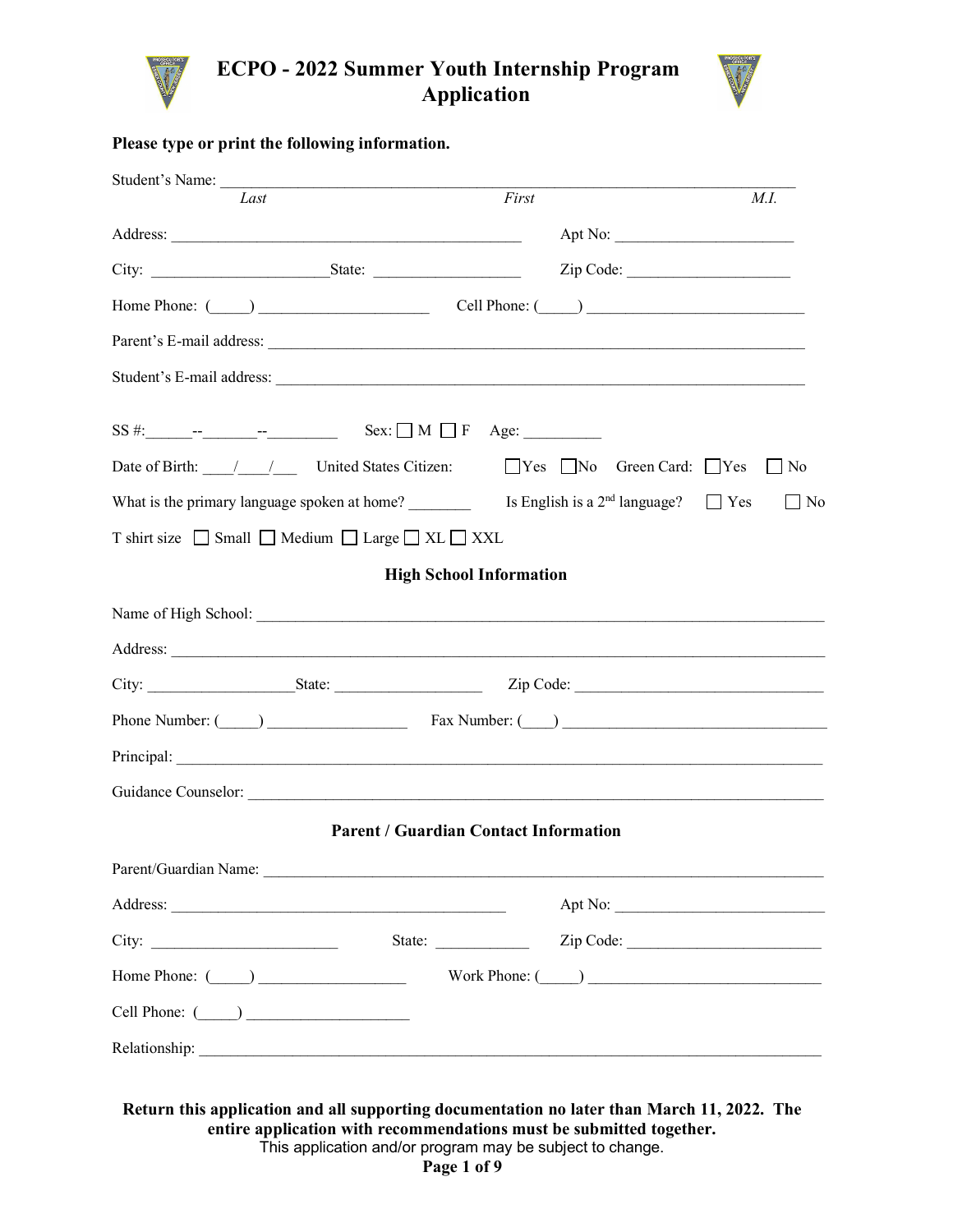# ECPO - 2022 Summer Youth Internship Program Application

**Please type or print the following information.**

Student's Name: ___________________________________________________________________________
*Last* *First* *M.I.*

Address: ______________________________________________ Apt No: _______________________

City: ______________________State: __________________ Zip Code: _____________________

Home Phone: (_____) _____________________ Cell Phone: (_____) ___________________________

Parent's E-mail address: __________________________________________________________________

Student's E-mail address: _________________________________________________________________

SS #:______--_______--_________ Sex: ☐ M ☐ F Age: __________

Date of Birth: ____/____/___ United States Citizen: ☐Yes ☐No Green Card: ☐Yes ☐ No

What is the primary language spoken at home? ________ Is English is a 2nd language? ☐ Yes ☐ No

T shirt size ☐ Small ☐ Medium ☐ Large ☐ XL ☐ XXL

## High School Information

Name of High School: _____________________________________________________________________

Address: _______________________________________________________________________________

City: ___________________State: ___________________ Zip Code: _________________________________

Phone Number: (_____) _________________ Fax Number: (____) _________________________________

Principal: ______________________________________________________________________________

Guidance Counselor: _____________________________________________________________________

## Parent / Guardian Contact Information

Parent/Guardian Name: ___________________________________________________________________

Address: ___________________________________________ Apt No: __________________________

City: _______________________ State: ___________ Zip Code: ________________________

Home Phone: (_____) __________________ Work Phone: (_____) _____________________________

Cell Phone: (_____) ____________________

Relationship: ___________________________________________________________________________

**Return this application and all supporting documentation no later than March 11, 2022. The entire application with recommendations must be submitted together.**

This application and/or program may be subject to change.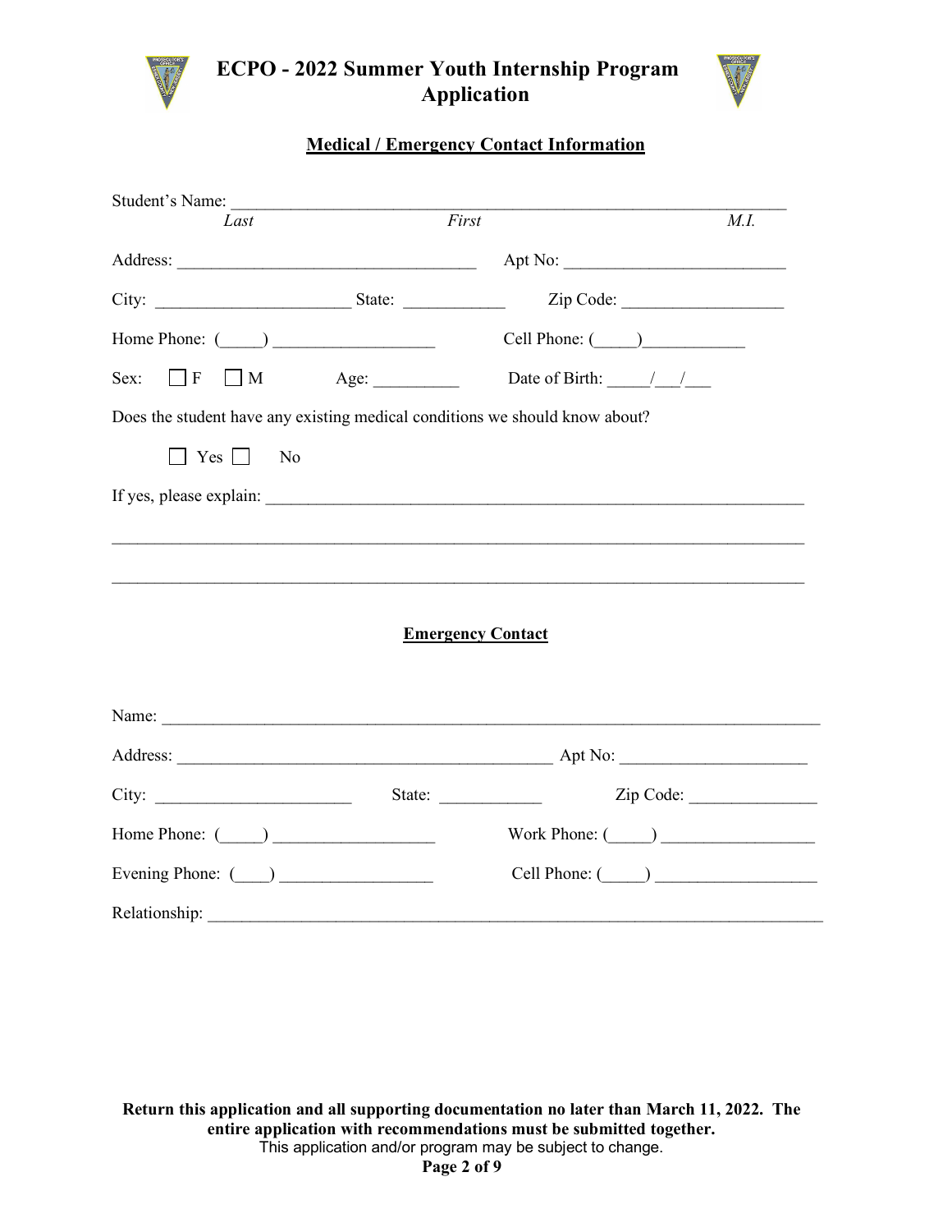# ECPO - 2022 Summer Youth Internship Program Application

## Medical / Emergency Contact Information

Student's Name: ___________________________________________________________________
*Last* *First* *M.I.*

Address: ___________________________________ Apt No: _________________________

City: ______________________ State: ___________ Zip Code: __________________

Home Phone: (_____) __________________ Cell Phone: (_____)___________

Sex: ☐ F ☐ M Age: __________ Date of Birth: _____/___/___

Does the student have any existing medical conditions we should know about?

☐ Yes ☐ No

If yes, please explain: _________________________________________________________________

_________________________________________________________________________________

_________________________________________________________________________________

## Emergency Contact

Name: _____________________________________________________________________________

Address: ____________________________________________ Apt No: _____________________

City: ______________________ State: ___________ Zip Code: _______________

Home Phone: (_____) __________________ Work Phone: (_____) _________________

Evening Phone: (____) _________________ Cell Phone: (_____) __________________

Relationship: _______________________________________________________________________

**Return this application and all supporting documentation no later than March 11, 2022. The entire application with recommendations must be submitted together.**

This application and/or program may be subject to change.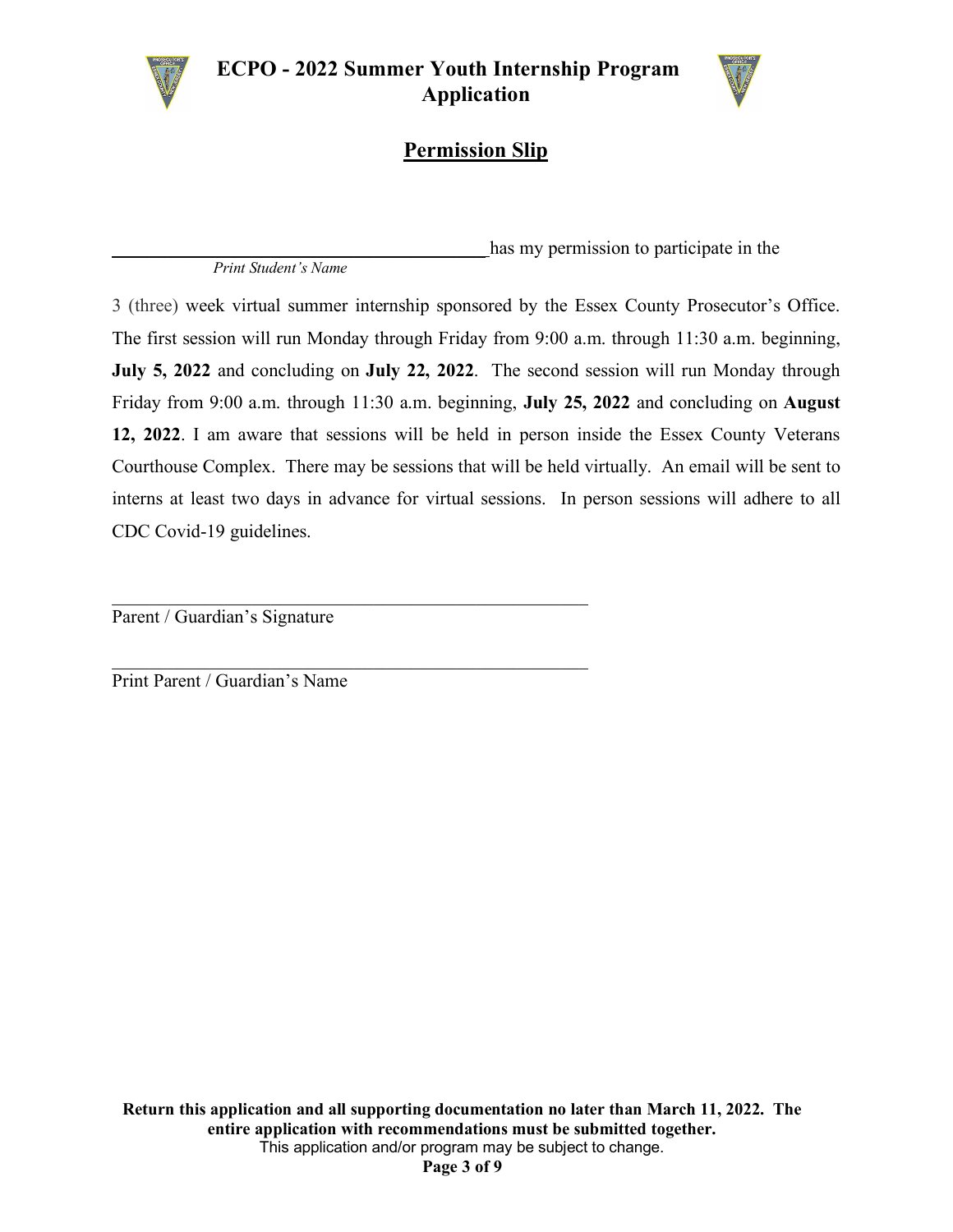# ECPO - 2022 Summer Youth Internship Program Application

## Permission Slip

\_\_\_\_\_\_\_\_\_\_\_\_\_\_\_\_\_\_\_\_\_\_\_\_\_\_\_\_\_\_\_\_\_\_\_\_\_\_\_\_ has my permission to participate in the
*Print Student's Name*

3 (three) week virtual summer internship sponsored by the Essex County Prosecutor's Office. The first session will run Monday through Friday from 9:00 a.m. through 11:30 a.m. beginning, **July 5, 2022** and concluding on **July 22, 2022**. The second session will run Monday through Friday from 9:00 a.m. through 11:30 a.m. beginning, **July 25, 2022** and concluding on **August 12, 2022**. I am aware that sessions will be held in person inside the Essex County Veterans Courthouse Complex. There may be sessions that will be held virtually. An email will be sent to interns at least two days in advance for virtual sessions. In person sessions will adhere to all CDC Covid-19 guidelines.

\_\_\_\_\_\_\_\_\_\_\_\_\_\_\_\_\_\_\_\_\_\_\_\_\_\_\_\_\_\_\_\_\_\_\_\_\_\_\_\_
Parent / Guardian's Signature

\_\_\_\_\_\_\_\_\_\_\_\_\_\_\_\_\_\_\_\_\_\_\_\_\_\_\_\_\_\_\_\_\_\_\_\_\_\_\_\_
Print Parent / Guardian's Name

**Return this application and all supporting documentation no later than March 11, 2022. The entire application with recommendations must be submitted together.**
This application and/or program may be subject to change.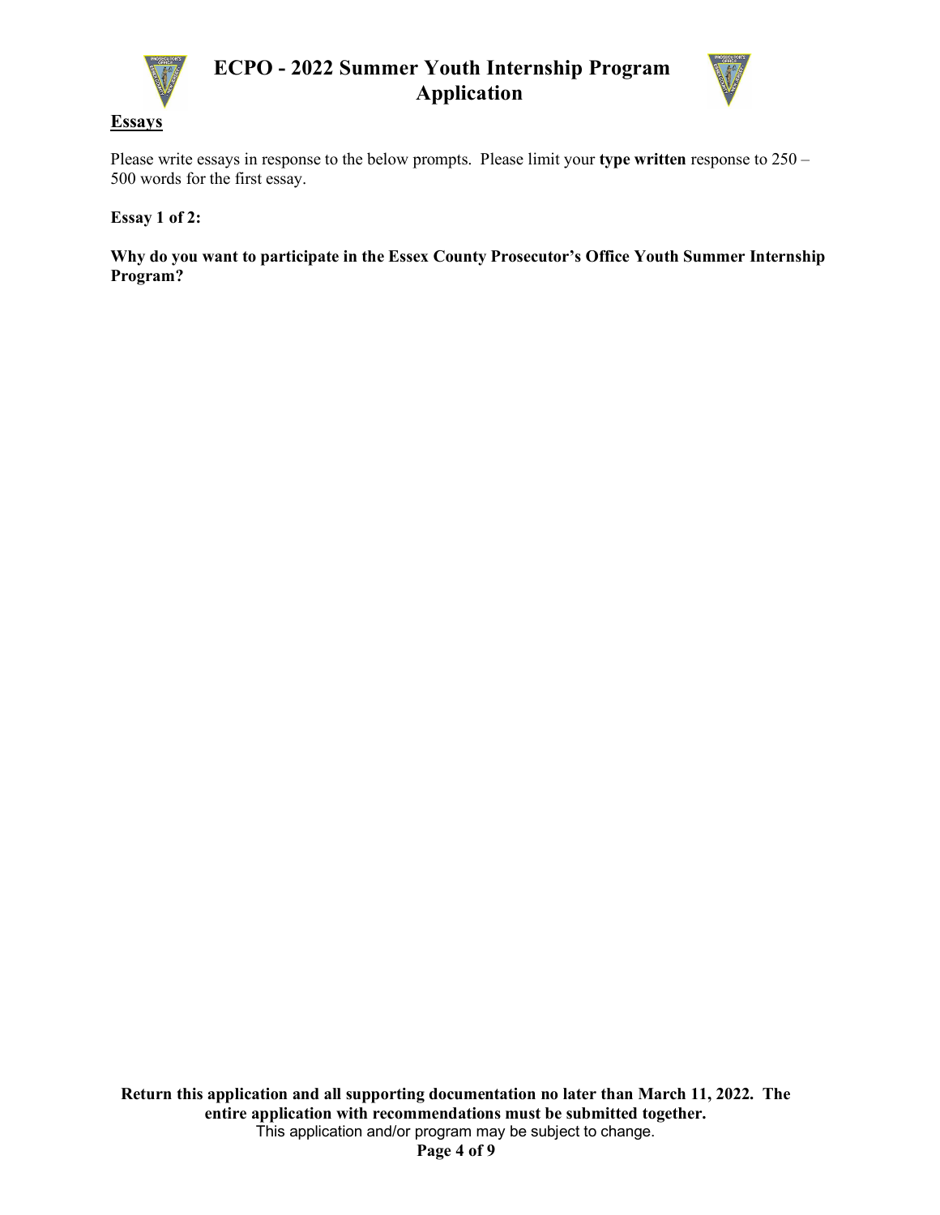## Essays

Please write essays in response to the below prompts. Please limit your **type written** response to 250 – 500 words for the first essay.

**Essay 1 of 2:**

**Why do you want to participate in the Essex County Prosecutor's Office Youth Summer Internship Program?**

**Return this application and all supporting documentation no later than March 11, 2022. The entire application with recommendations must be submitted together.**

This application and/or program may be subject to change.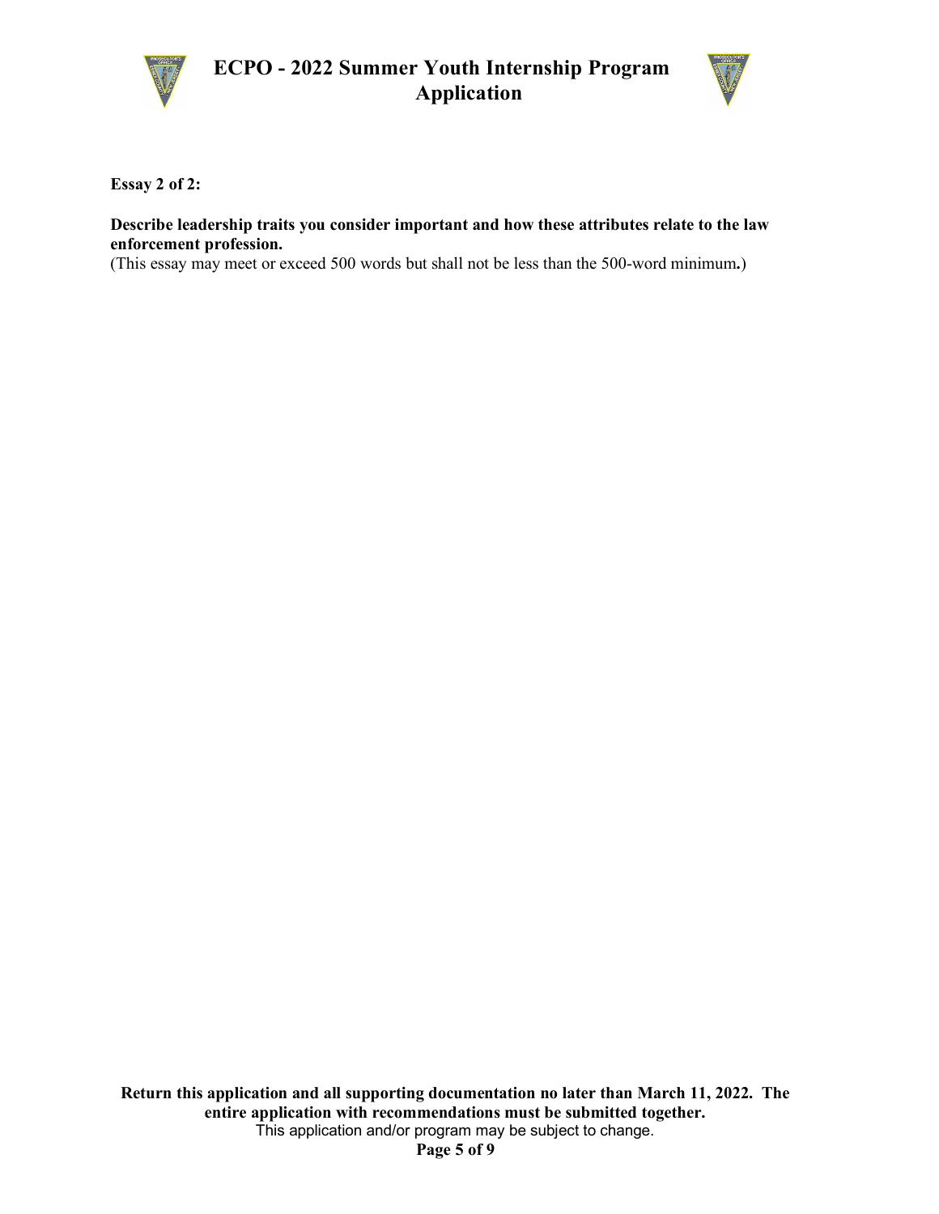**Essay 2 of 2:**

**Describe leadership traits you consider important and how these attributes relate to the law enforcement profession.**
(This essay may meet or exceed 500 words but shall not be less than the 500-word minimum**.**)

**Return this application and all supporting documentation no later than March 11, 2022. The entire application with recommendations must be submitted together.**
This application and/or program may be subject to change.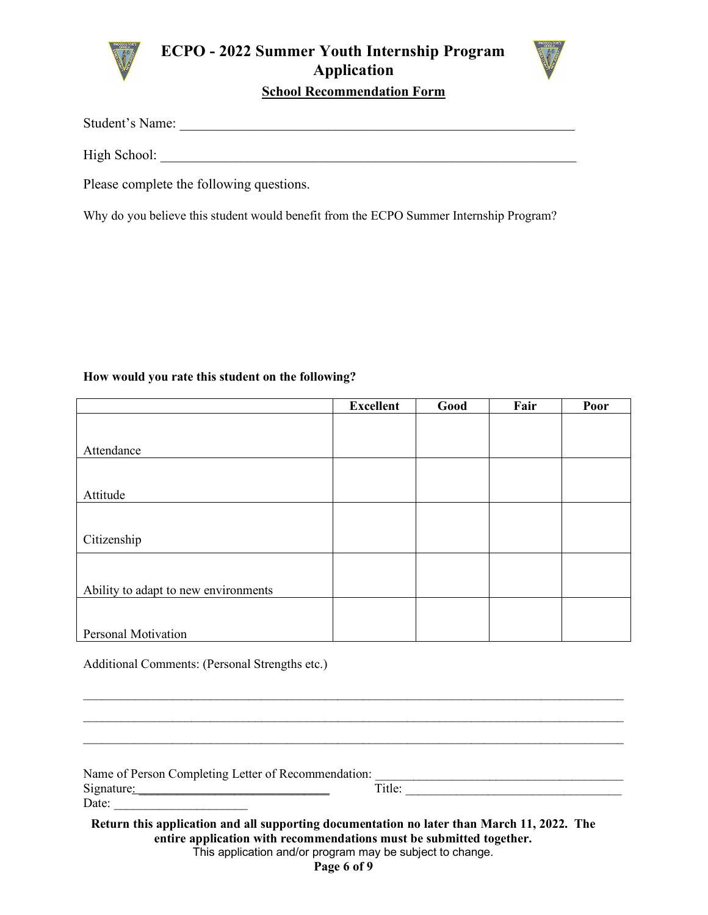# ECPO - 2022 Summer Youth Internship Program Application

## School Recommendation Form

Student's Name: ____________________________________________________________

High School: ______________________________________________________________

Please complete the following questions.

Why do you believe this student would benefit from the ECPO Summer Internship Program?

**How would you rate this student on the following?**

| | Excellent | Good | Fair | Poor |
|---|---|---|---|---|
| Attendance | | | | |
| Attitude | | | | |
| Citizenship | | | | |
| Ability to adapt to new environments | | | | |
| Personal Motivation | | | | |

Additional Comments: (Personal Strengths etc.)

_____________________________________________________________________________________

_____________________________________________________________________________________

_____________________________________________________________________________________

Name of Person Completing Letter of Recommendation: ______________________________________

Signature: ______________________________ Title: __________________________________

Date: ____________________

**Return this application and all supporting documentation no later than March 11, 2022. The entire application with recommendations must be submitted together.**

This application and/or program may be subject to change.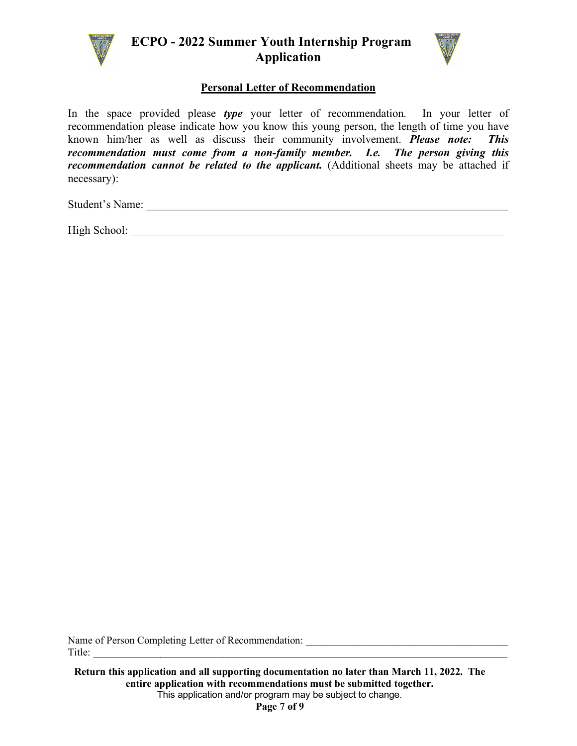# ECPO - 2022 Summer Youth Internship Program Application

## Personal Letter of Recommendation

In the space provided please ***type*** your letter of recommendation. In your letter of recommendation please indicate how you know this young person, the length of time you have known him/her as well as discuss their community involvement. ***Please note: This recommendation must come from a non-family member. I.e. The person giving this recommendation cannot be related to the applicant.*** (Additional sheets may be attached if necessary):

Student's Name: ____________________________________________________________________

High School: ______________________________________________________________________

Name of Person Completing Letter of Recommendation: ______________________________________

Title: ____________________________________________________________________________

**Return this application and all supporting documentation no later than March 11, 2022. The entire application with recommendations must be submitted together.**

This application and/or program may be subject to change.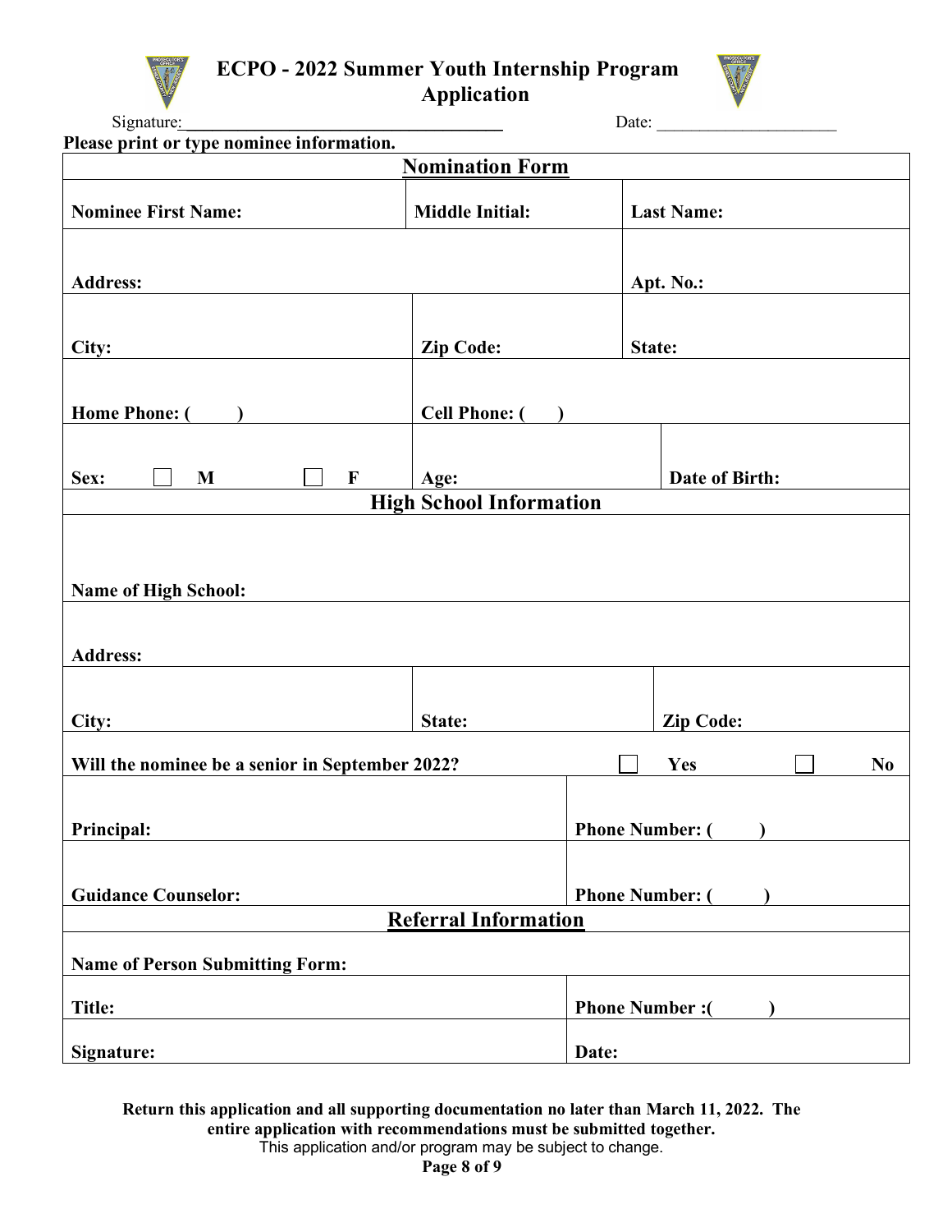# ECPO - 2022 Summer Youth Internship Program Application

Signature: ______________________________ Date: ____________________

**Please print or type nominee information.**

## Nomination Form

| | | |
|---|---|---|
| **Nominee First Name:** | **Middle Initial:** | **Last Name:** |
| **Address:** | | **Apt. No.:** |
| **City:** | **Zip Code:** | **State:** |
| **Home Phone: (   )** | **Cell Phone: (   )** | |
| **Sex:** ☐ **M** ☐ **F** | **Age:** | **Date of Birth:** |

## High School Information

| | | |
|---|---|---|
| **Name of High School:** | | |
| **Address:** | | |
| **City:** | **State:** | **Zip Code:** |
| **Will the nominee be a senior in September 2022?** | ☐ **Yes** | ☐ **No** |
| **Principal:** | **Phone Number: (   )** | |
| **Guidance Counselor:** | **Phone Number: (   )** | |

## Referral Information

| | |
|---|---|
| **Name of Person Submitting Form:** | |
| **Title:** | **Phone Number :(   )** |
| **Signature:** | **Date:** |

**Return this application and all supporting documentation no later than March 11, 2022. The entire application with recommendations must be submitted together.**

This application and/or program may be subject to change.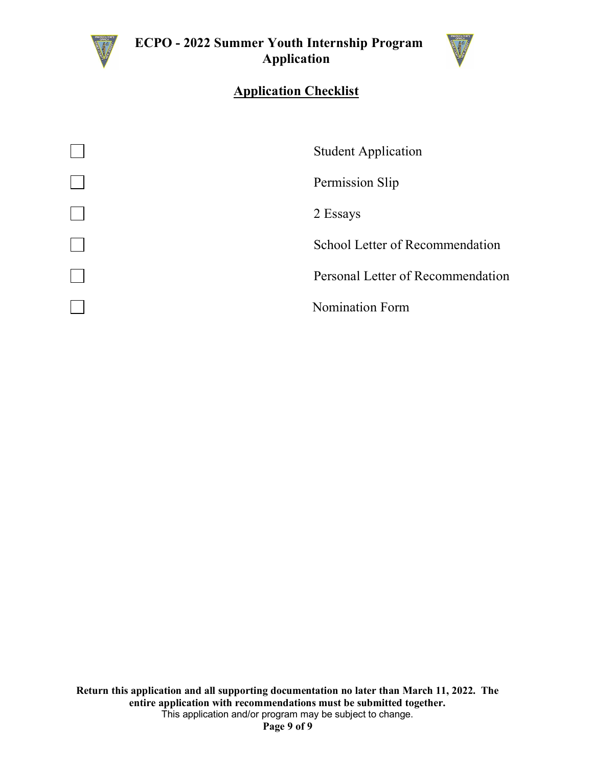## Application Checklist

- [ ] Student Application
- [ ] Permission Slip
- [ ] 2 Essays
- [ ] School Letter of Recommendation
- [ ] Personal Letter of Recommendation
- [ ] Nomination Form

**Return this application and all supporting documentation no later than March 11, 2022. The entire application with recommendations must be submitted together.**

This application and/or program may be subject to change.